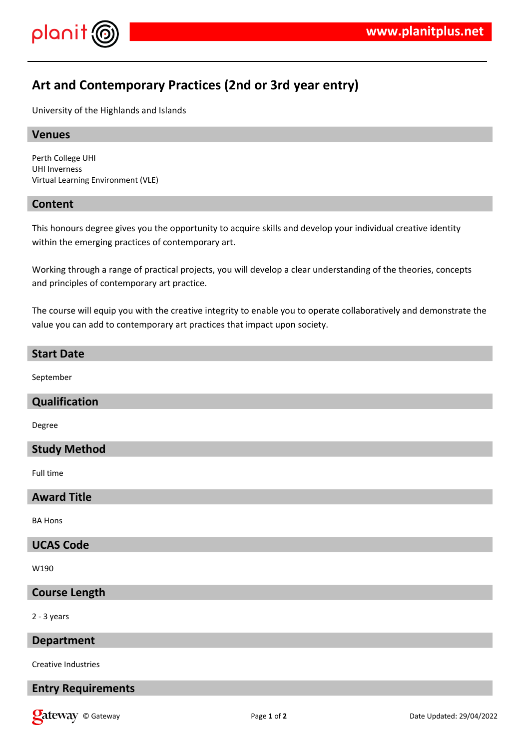# Art and Contemporary Practices (2nd or 3rd year entry)

University of the Highlands and Islands

## Venues

Perth College UHI
UHI Inverness
Virtual Learning Environment (VLE)

## Content

This honours degree gives you the opportunity to acquire skills and develop your individual creative identity within the emerging practices of contemporary art.

Working through a range of practical projects, you will develop a clear understanding of the theories, concepts and principles of contemporary art practice.

The course will equip you with the creative integrity to enable you to operate collaboratively and demonstrate the value you can add to contemporary art practices that impact upon society.

## Start Date

September

## Qualification

Degree

## Study Method

Full time

## Award Title

BA Hons

## UCAS Code

W190

## Course Length

2 - 3 years

## Department

Creative Industries

## Entry Requirements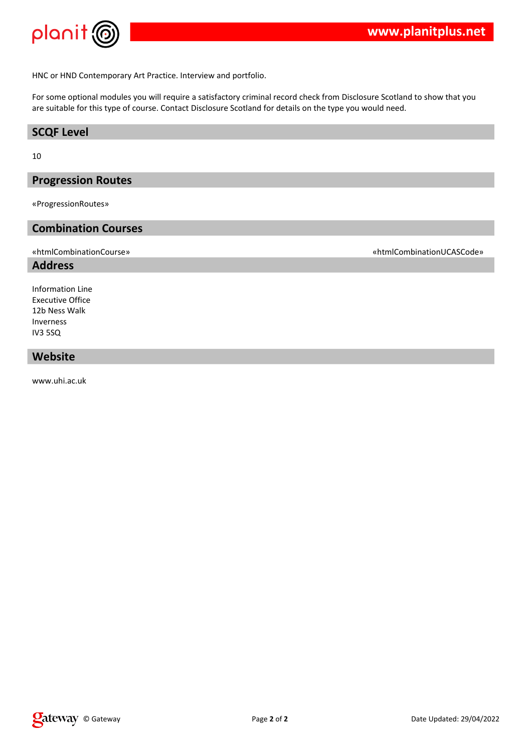HNC or HND Contemporary Art Practice. Interview and portfolio.

For some optional modules you will require a satisfactory criminal record check from Disclosure Scotland to show that you are suitable for this type of course. Contact Disclosure Scotland for details on the type you would need.

## SCQF Level

10

## Progression Routes

«ProgressionRoutes»

## Combination Courses

«htmlCombinationCourse» «htmlCombinationUCASCode»

## Address

Information Line
Executive Office
12b Ness Walk
Inverness
IV3 5SQ

## Website

www.uhi.ac.uk